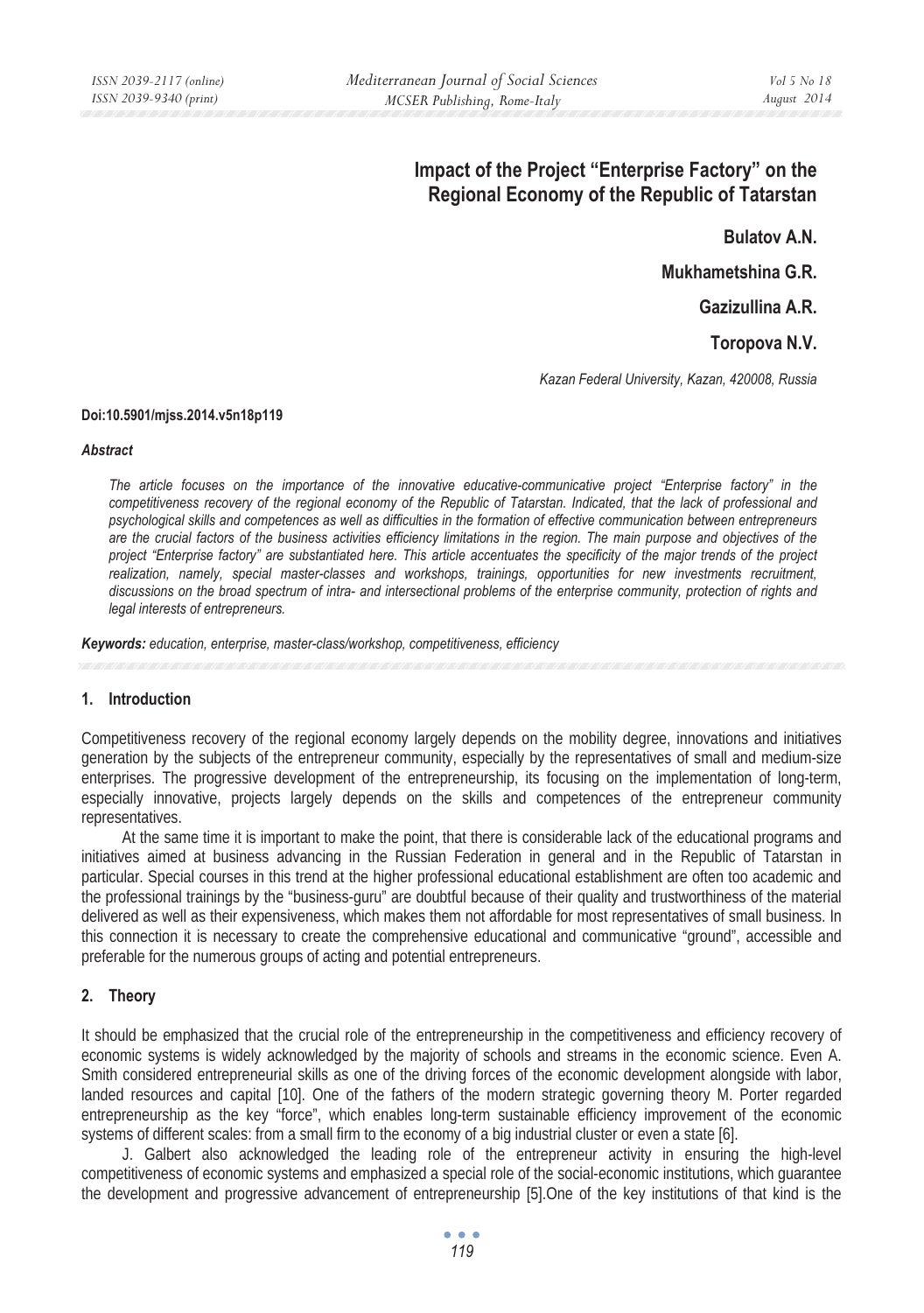# Impact of the Project "Enterprise Factory" on the Regional Economy of the Republic of Tatarstan

**Bulatov A.N.**

**Mukhametshina G.R.**

**Gazizullina A.R.**

**Toropova N.V.**

*Kazan Federal University, Kazan, 420008, Russia*

**Doi:10.5901/mjss.2014.v5n18p119**

***Abstract***

*The article focuses on the importance of the innovative educative-communicative project "Enterprise factory" in the competitiveness recovery of the regional economy of the Republic of Tatarstan. Indicated, that the lack of professional and psychological skills and competences as well as difficulties in the formation of effective communication between entrepreneurs are the crucial factors of the business activities efficiency limitations in the region. The main purpose and objectives of the project "Enterprise factory" are substantiated here. This article accentuates the specificity of the major trends of the project realization, namely, special master-classes and workshops, trainings, opportunities for new investments recruitment, discussions on the broad spectrum of intra- and intersectional problems of the enterprise community, protection of rights and legal interests of entrepreneurs.*

***Keywords:*** *education, enterprise, master-class/workshop, competitiveness, efficiency*

## 1. Introduction

Competitiveness recovery of the regional economy largely depends on the mobility degree, innovations and initiatives generation by the subjects of the entrepreneur community, especially by the representatives of small and medium-size enterprises. The progressive development of the entrepreneurship, its focusing on the implementation of long-term, especially innovative, projects largely depends on the skills and competences of the entrepreneur community representatives.

At the same time it is important to make the point, that there is considerable lack of the educational programs and initiatives aimed at business advancing in the Russian Federation in general and in the Republic of Tatarstan in particular. Special courses in this trend at the higher professional educational establishment are often too academic and the professional trainings by the "business-guru" are doubtful because of their quality and trustworthiness of the material delivered as well as their expensiveness, which makes them not affordable for most representatives of small business. In this connection it is necessary to create the comprehensive educational and communicative "ground", accessible and preferable for the numerous groups of acting and potential entrepreneurs.

## 2. Theory

It should be emphasized that the crucial role of the entrepreneurship in the competitiveness and efficiency recovery of economic systems is widely acknowledged by the majority of schools and streams in the economic science. Even A. Smith considered entrepreneurial skills as one of the driving forces of the economic development alongside with labor, landed resources and capital [10]. One of the fathers of the modern strategic governing theory M. Porter regarded entrepreneurship as the key "force", which enables long-term sustainable efficiency improvement of the economic systems of different scales: from a small firm to the economy of a big industrial cluster or even a state [6].

J. Galbert also acknowledged the leading role of the entrepreneur activity in ensuring the high-level competitiveness of economic systems and emphasized a special role of the social-economic institutions, which guarantee the development and progressive advancement of entrepreneurship [5].One of the key institutions of that kind is the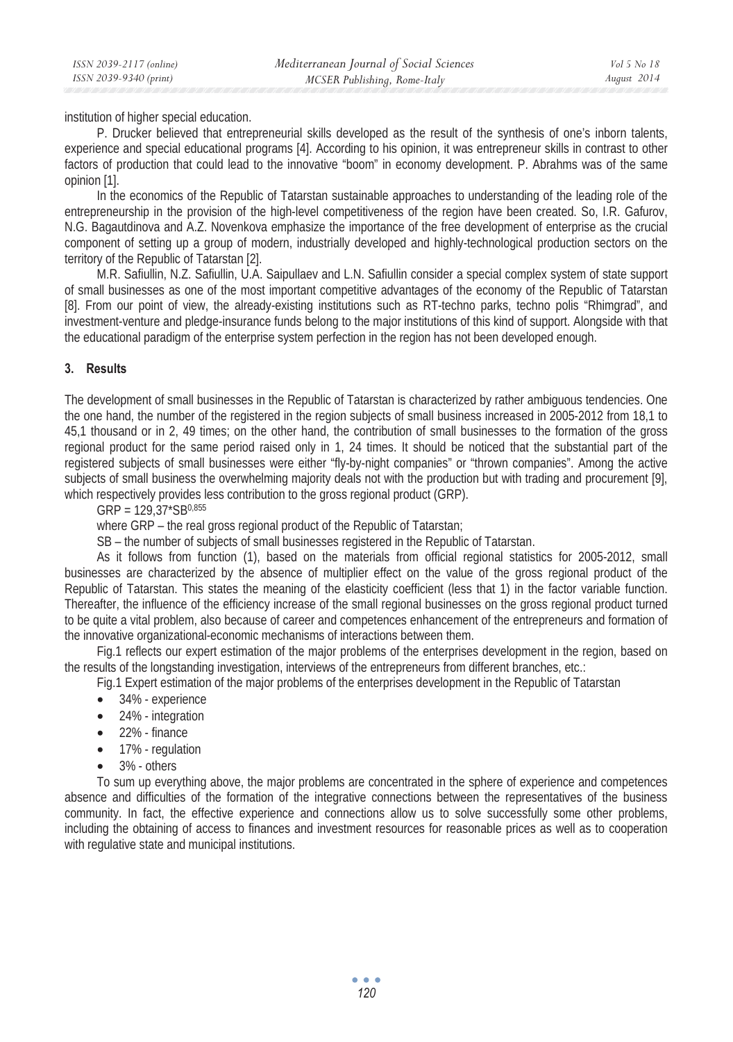institution of higher special education.

P. Drucker believed that entrepreneurial skills developed as the result of the synthesis of one's inborn talents, experience and special educational programs [4]. According to his opinion, it was entrepreneur skills in contrast to other factors of production that could lead to the innovative "boom" in economy development. P. Abrahms was of the same opinion [1].

In the economics of the Republic of Tatarstan sustainable approaches to understanding of the leading role of the entrepreneurship in the provision of the high-level competitiveness of the region have been created. So, I.R. Gafurov, N.G. Bagautdinova and A.Z. Novenkova emphasize the importance of the free development of enterprise as the crucial component of setting up a group of modern, industrially developed and highly-technological production sectors on the territory of the Republic of Tatarstan [2].

M.R. Safiullin, N.Z. Safiullin, U.A. Saipullaev and L.N. Safiullin consider a special complex system of state support of small businesses as one of the most important competitive advantages of the economy of the Republic of Tatarstan [8]. From our point of view, the already-existing institutions such as RT-techno parks, techno polis "Rhimgrad", and investment-venture and pledge-insurance funds belong to the major institutions of this kind of support. Alongside with that the educational paradigm of the enterprise system perfection in the region has not been developed enough.

## 3. Results

The development of small businesses in the Republic of Tatarstan is characterized by rather ambiguous tendencies. One the one hand, the number of the registered in the region subjects of small business increased in 2005-2012 from 18,1 to 45,1 thousand or in 2, 49 times; on the other hand, the contribution of small businesses to the formation of the gross regional product for the same period raised only in 1, 24 times. It should be noticed that the substantial part of the registered subjects of small businesses were either "fly-by-night companies" or "thrown companies". Among the active subjects of small business the overwhelming majority deals not with the production but with trading and procurement [9], which respectively provides less contribution to the gross regional product (GRP).

$GRP = 129{,}37 * SB^{0{,}855}$

where GRP – the real gross regional product of the Republic of Tatarstan;

SB – the number of subjects of small businesses registered in the Republic of Tatarstan.

As it follows from function (1), based on the materials from official regional statistics for 2005-2012, small businesses are characterized by the absence of multiplier effect on the value of the gross regional product of the Republic of Tatarstan. This states the meaning of the elasticity coefficient (less that 1) in the factor variable function. Thereafter, the influence of the efficiency increase of the small regional businesses on the gross regional product turned to be quite a vital problem, also because of career and competences enhancement of the entrepreneurs and formation of the innovative organizational-economic mechanisms of interactions between them.

Fig.1 reflects our expert estimation of the major problems of the enterprises development in the region, based on the results of the longstanding investigation, interviews of the entrepreneurs from different branches, etc.:

Fig.1 Expert estimation of the major problems of the enterprises development in the Republic of Tatarstan

- 34% - experience
- 24% - integration
- 22% - finance
- 17% - regulation
- 3% - others

To sum up everything above, the major problems are concentrated in the sphere of experience and competences absence and difficulties of the formation of the integrative connections between the representatives of the business community. In fact, the effective experience and connections allow us to solve successfully some other problems, including the obtaining of access to finances and investment resources for reasonable prices as well as to cooperation with regulative state and municipal institutions.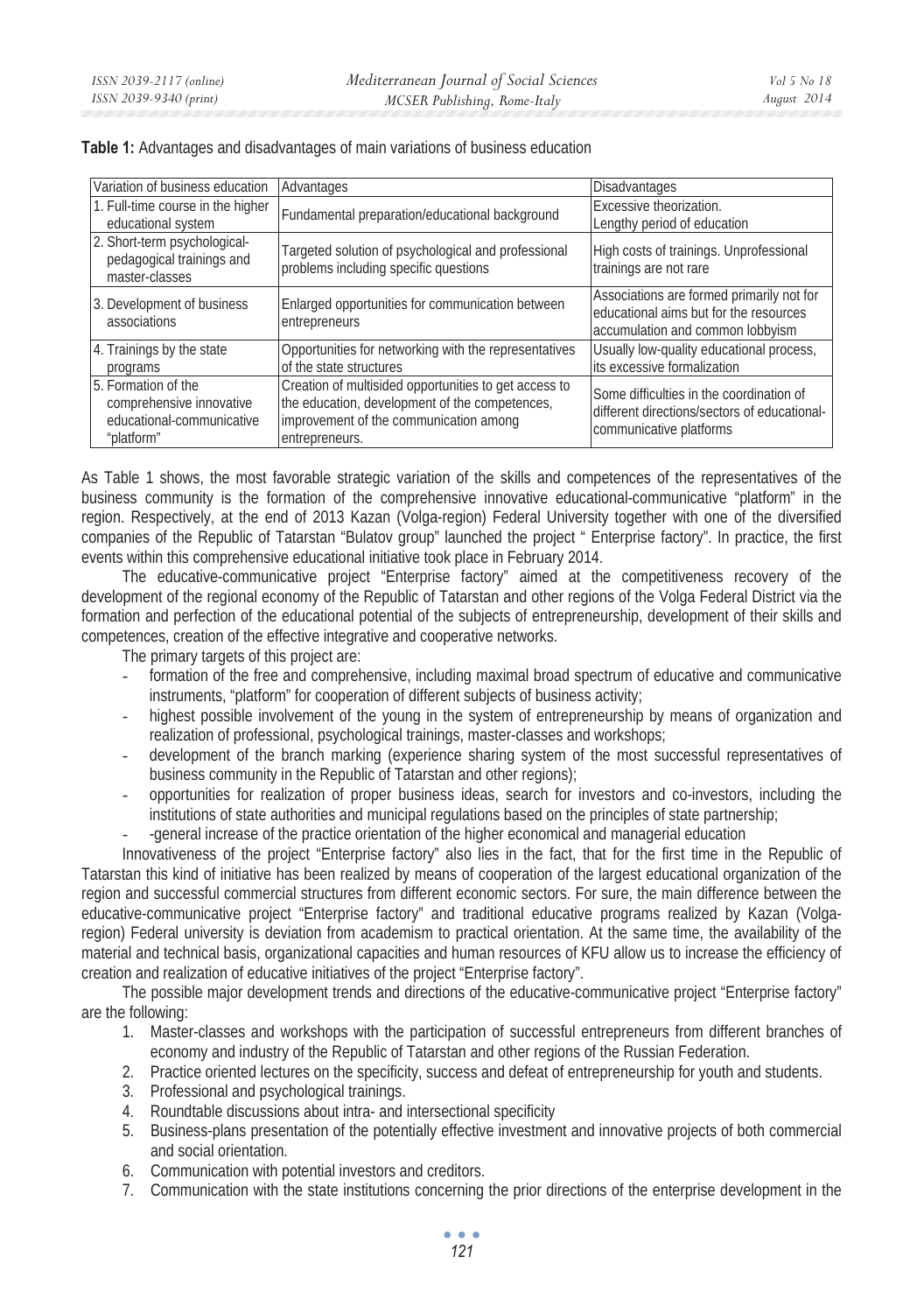**Table 1:** Advantages and disadvantages of main variations of business education

| Variation of business education | Advantages | Disadvantages |
|---|---|---|
| 1. Full-time course in the higher educational system | Fundamental preparation/educational background | Excessive theorization. Lengthy period of education |
| 2. Short-term psychological-pedagogical trainings and master-classes | Targeted solution of psychological and professional problems including specific questions | High costs of trainings. Unprofessional trainings are not rare |
| 3. Development of business associations | Enlarged opportunities for communication between entrepreneurs | Associations are formed primarily not for educational aims but for the resources accumulation and common lobbyism |
| 4. Trainings by the state programs | Opportunities for networking with the representatives of the state structures | Usually low-quality educational process, its excessive formalization |
| 5. Formation of the comprehensive innovative educational-communicative "platform" | Creation of multisided opportunities to get access to the education, development of the competences, improvement of the communication among entrepreneurs. | Some difficulties in the coordination of different directions/sectors of educational-communicative platforms |

As Table 1 shows, the most favorable strategic variation of the skills and competences of the representatives of the business community is the formation of the comprehensive innovative educational-communicative "platform" in the region. Respectively, at the end of 2013 Kazan (Volga-region) Federal University together with one of the diversified companies of the Republic of Tatarstan "Bulatov group" launched the project " Enterprise factory". In practice, the first events within this comprehensive educational initiative took place in February 2014.

The educative-communicative project "Enterprise factory" aimed at the competitiveness recovery of the development of the regional economy of the Republic of Tatarstan and other regions of the Volga Federal District via the formation and perfection of the educational potential of the subjects of entrepreneurship, development of their skills and competences, creation of the effective integrative and cooperative networks.

The primary targets of this project are:

- formation of the free and comprehensive, including maximal broad spectrum of educative and communicative instruments, "platform" for cooperation of different subjects of business activity;
- highest possible involvement of the young in the system of entrepreneurship by means of organization and realization of professional, psychological trainings, master-classes and workshops;
- development of the branch marking (experience sharing system of the most successful representatives of business community in the Republic of Tatarstan and other regions);
- opportunities for realization of proper business ideas, search for investors and co-investors, including the institutions of state authorities and municipal regulations based on the principles of state partnership;
- -general increase of the practice orientation of the higher economical and managerial education

Innovativeness of the project "Enterprise factory" also lies in the fact, that for the first time in the Republic of Tatarstan this kind of initiative has been realized by means of cooperation of the largest educational organization of the region and successful commercial structures from different economic sectors. For sure, the main difference between the educative-communicative project "Enterprise factory" and traditional educative programs realized by Kazan (Volga-region) Federal university is deviation from academism to practical orientation. At the same time, the availability of the material and technical basis, organizational capacities and human resources of KFU allow us to increase the efficiency of creation and realization of educative initiatives of the project "Enterprise factory".

The possible major development trends and directions of the educative-communicative project "Enterprise factory" are the following:

1. Master-classes and workshops with the participation of successful entrepreneurs from different branches of economy and industry of the Republic of Tatarstan and other regions of the Russian Federation.
2. Practice oriented lectures on the specificity, success and defeat of entrepreneurship for youth and students.
3. Professional and psychological trainings.
4. Roundtable discussions about intra- and intersectional specificity
5. Business-plans presentation of the potentially effective investment and innovative projects of both commercial and social orientation.
6. Communication with potential investors and creditors.
7. Communication with the state institutions concerning the prior directions of the enterprise development in the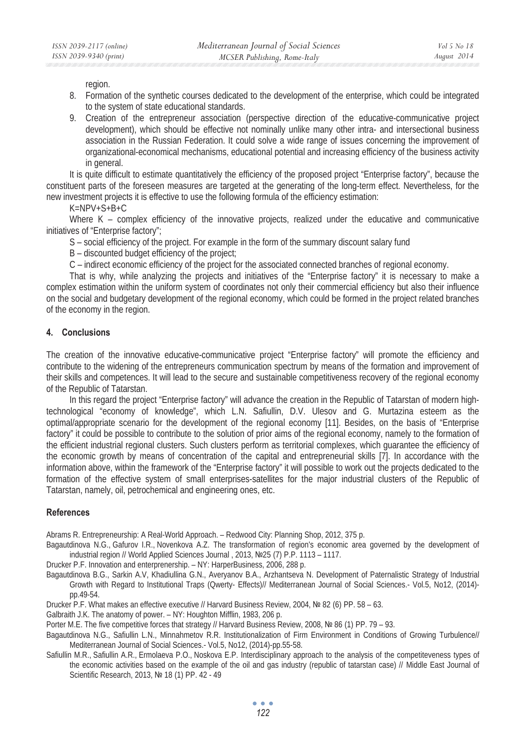region.

8. Formation of the synthetic courses dedicated to the development of the enterprise, which could be integrated to the system of state educational standards.
9. Creation of the entrepreneur association (perspective direction of the educative-communicative project development), which should be effective not nominally unlike many other intra- and intersectional business association in the Russian Federation. It could solve a wide range of issues concerning the improvement of organizational-economical mechanisms, educational potential and increasing efficiency of the business activity in general.

It is quite difficult to estimate quantitatively the efficiency of the proposed project "Enterprise factory", because the constituent parts of the foreseen measures are targeted at the generating of the long-term effect. Nevertheless, for the new investment projects it is effective to use the following formula of the efficiency estimation:

$$K=NPV+S+B+C$$

Where K – complex efficiency of the innovative projects, realized under the educative and communicative initiatives of "Enterprise factory";

S – social efficiency of the project. For example in the form of the summary discount salary fund

B – discounted budget efficiency of the project;

C – indirect economic efficiency of the project for the associated connected branches of regional economy.

That is why, while analyzing the projects and initiatives of the "Enterprise factory" it is necessary to make a complex estimation within the uniform system of coordinates not only their commercial efficiency but also their influence on the social and budgetary development of the regional economy, which could be formed in the project related branches of the economy in the region.

## 4. Conclusions

The creation of the innovative educative-communicative project "Enterprise factory" will promote the efficiency and contribute to the widening of the entrepreneurs communication spectrum by means of the formation and improvement of their skills and competences. It will lead to the secure and sustainable competitiveness recovery of the regional economy of the Republic of Tatarstan.

In this regard the project "Enterprise factory" will advance the creation in the Republic of Tatarstan of modern high-technological "economy of knowledge", which L.N. Safiullin, D.V. Ulesov and G. Murtazina esteem as the optimal/appropriate scenario for the development of the regional economy [11]. Besides, on the basis of "Enterprise factory" it could be possible to contribute to the solution of prior aims of the regional economy, namely to the formation of the efficient industrial regional clusters. Such clusters perform as territorial complexes, which guarantee the efficiency of the economic growth by means of concentration of the capital and entrepreneurial skills [7]. In accordance with the information above, within the framework of the "Enterprise factory" it will possible to work out the projects dedicated to the formation of the effective system of small enterprises-satellites for the major industrial clusters of the Republic of Tatarstan, namely, oil, petrochemical and engineering ones, etc.

## References

Abrams R. Entrepreneurship: A Real-World Approach. – Redwood City: Planning Shop, 2012, 375 p.

Bagautdinova N.G., Gafurov I.R., Novenkova A.Z. The transformation of region's economic area governed by the development of industrial region // World Applied Sciences Journal , 2013, №25 (7) P.P. 1113 – 1117.

Drucker P.F. Innovation and enterprenership. – NY: HarperBusiness, 2006, 288 p.

Bagautdinova B.G., Sarkin A.V, Khadiullina G.N., Averyanov B.A., Arzhantseva N. Development of Paternalistic Strategy of Industrial Growth with Regard to Institutional Traps (Qwerty- Effects)// Mediterranean Journal of Social Sciences.- Vol.5, No12, (2014)-pp.49-54.

Drucker P.F. What makes an effective executive // Harvard Business Review, 2004, № 82 (6) PP. 58 – 63.

Galbraith J.K. The anatomy of power. – NY: Houghton Mifflin, 1983, 206 p.

Porter M.E. The five competitive forces that strategy // Harvard Business Review, 2008, № 86 (1) PP. 79 – 93.

Bagautdinova N.G., Safiullin L.N., Minnahmetov R.R. Institutionalization of Firm Environment in Conditions of Growing Turbulence// Mediterranean Journal of Social Sciences.- Vol.5, No12, (2014)-pp.55-58.

Safiullin M.R., Safiullin A.R., Ermolaeva P.O., Noskova E.P. Interdisciplinary approach to the analysis of the competiteveness types of the economic activities based on the example of the oil and gas industry (republic of tatarstan case) // Middle East Journal of Scientific Research, 2013, № 18 (1) PP. 42 - 49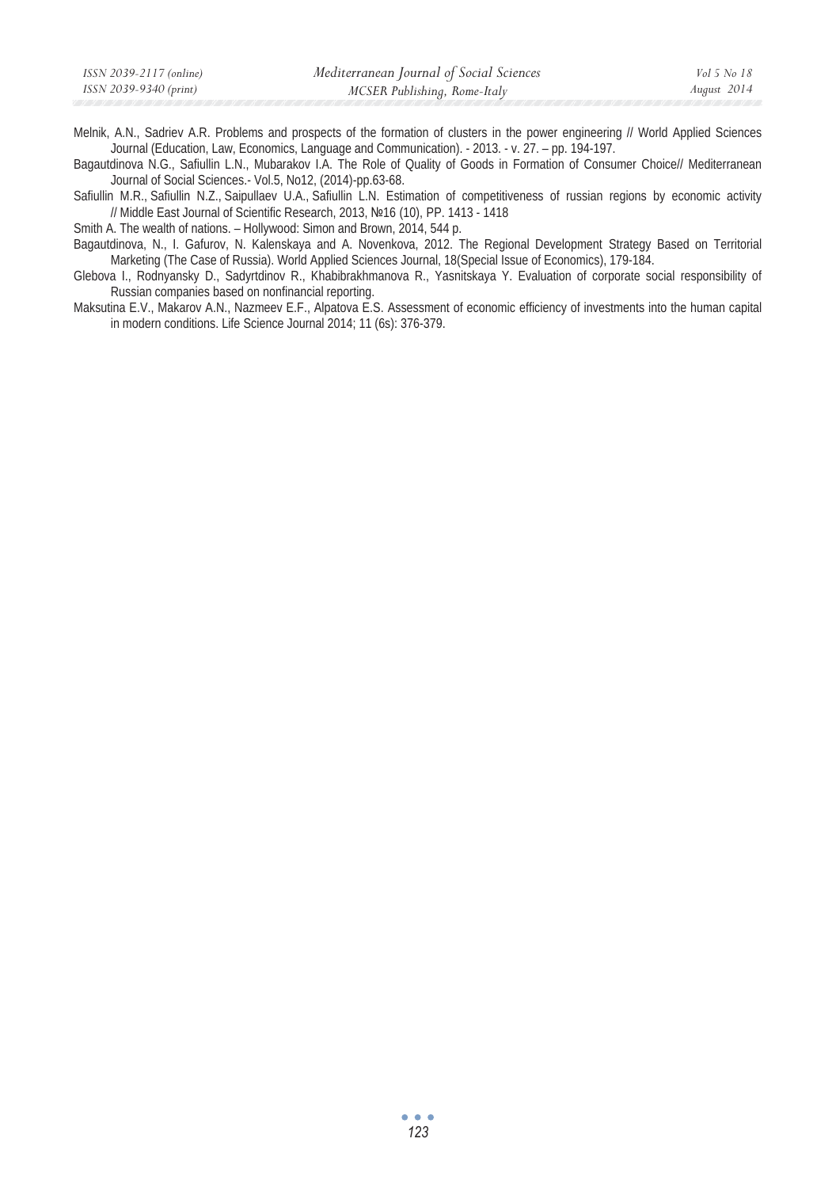Melnik, A.N., Sadriev A.R. Problems and prospects of the formation of clusters in the power engineering // World Applied Sciences Journal (Education, Law, Economics, Language and Communication). - 2013. - v. 27. – pp. 194-197.

Bagautdinova N.G., Safiullin L.N., Mubarakov I.A. The Role of Quality of Goods in Formation of Consumer Choice// Mediterranean Journal of Social Sciences.- Vol.5, No12, (2014)-pp.63-68.

Safiullin M.R., Safiullin N.Z., Saipullaev U.A., Safiullin L.N. Estimation of competitiveness of russian regions by economic activity // Middle East Journal of Scientific Research, 2013, №16 (10), PP. 1413 - 1418

Smith A. The wealth of nations. – Hollywood: Simon and Brown, 2014, 544 p.

Bagautdinova, N., I. Gafurov, N. Kalenskaya and A. Novenkova, 2012. The Regional Development Strategy Based on Territorial Marketing (The Case of Russia). World Applied Sciences Journal, 18(Special Issue of Economics), 179-184.

Glebova I., Rodnyansky D., Sadyrtdinov R., Khabibrakhmanova R., Yasnitskaya Y. Evaluation of corporate social responsibility of Russian companies based on nonfinancial reporting.

Maksutina E.V., Makarov A.N., Nazmeev E.F., Alpatova E.S. Assessment of economic efficiency of investments into the human capital in modern conditions. Life Science Journal 2014; 11 (6s): 376-379.